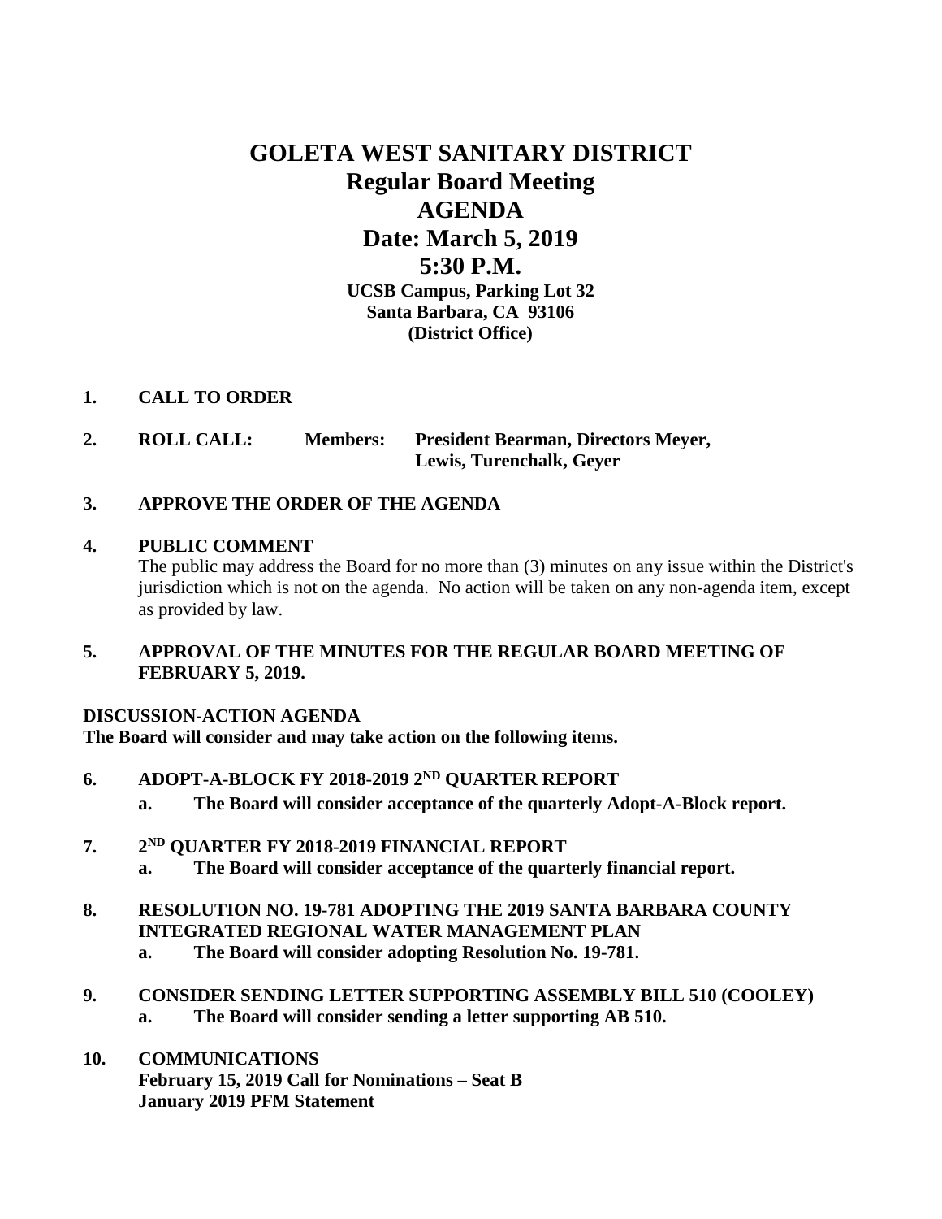# GOLETA WEST SANITARY DISTRICT
## Regular Board Meeting
## AGENDA
## Date: March 5, 2019
## 5:30 P.M.

**UCSB Campus, Parking Lot 32**
**Santa Barbara, CA 93106**
**(District Office)**

**1. CALL TO ORDER**

**2. ROLL CALL: Members: President Bearman, Directors Meyer, Lewis, Turenchalk, Geyer**

**3. APPROVE THE ORDER OF THE AGENDA**

**4. PUBLIC COMMENT**

The public may address the Board for no more than (3) minutes on any issue within the District's jurisdiction which is not on the agenda. No action will be taken on any non-agenda item, except as provided by law.

**5. APPROVAL OF THE MINUTES FOR THE REGULAR BOARD MEETING OF FEBRUARY 5, 2019.**

**DISCUSSION-ACTION AGENDA**
**The Board will consider and may take action on the following items.**

**6. ADOPT-A-BLOCK FY 2018-2019 2ND QUARTER REPORT**
   **a. The Board will consider acceptance of the quarterly Adopt-A-Block report.**

**7. 2ND QUARTER FY 2018-2019 FINANCIAL REPORT**
   **a. The Board will consider acceptance of the quarterly financial report.**

**8. RESOLUTION NO. 19-781 ADOPTING THE 2019 SANTA BARBARA COUNTY INTEGRATED REGIONAL WATER MANAGEMENT PLAN**
   **a. The Board will consider adopting Resolution No. 19-781.**

**9. CONSIDER SENDING LETTER SUPPORTING ASSEMBLY BILL 510 (COOLEY)**
   **a. The Board will consider sending a letter supporting AB 510.**

**10. COMMUNICATIONS**
**February 15, 2019 Call for Nominations – Seat B**
**January 2019 PFM Statement**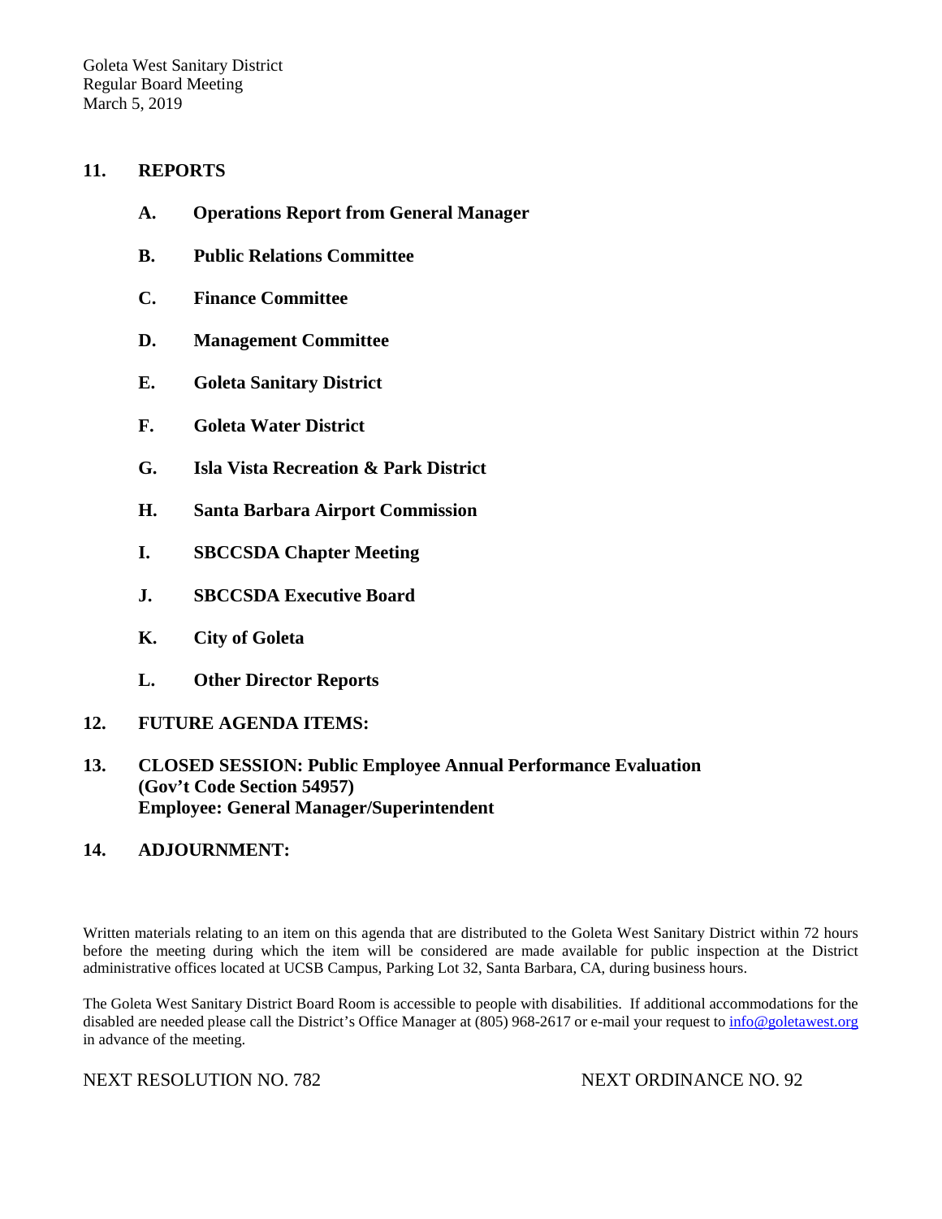## 11. REPORTS

- **A. Operations Report from General Manager**
- **B. Public Relations Committee**
- **C. Finance Committee**
- **D. Management Committee**
- **E. Goleta Sanitary District**
- **F. Goleta Water District**
- **G. Isla Vista Recreation & Park District**
- **H. Santa Barbara Airport Commission**
- **I. SBCCSDA Chapter Meeting**
- **J. SBCCSDA Executive Board**
- **K. City of Goleta**
- **L. Other Director Reports**

## 12. FUTURE AGENDA ITEMS:

## 13. CLOSED SESSION: Public Employee Annual Performance Evaluation (Gov't Code Section 54957) Employee: General Manager/Superintendent

## 14. ADJOURNMENT:

Written materials relating to an item on this agenda that are distributed to the Goleta West Sanitary District within 72 hours before the meeting during which the item will be considered are made available for public inspection at the District administrative offices located at UCSB Campus, Parking Lot 32, Santa Barbara, CA, during business hours.

The Goleta West Sanitary District Board Room is accessible to people with disabilities. If additional accommodations for the disabled are needed please call the District's Office Manager at (805) 968-2617 or e-mail your request to info@goletawest.org in advance of the meeting.

NEXT RESOLUTION NO. 782 NEXT ORDINANCE NO. 92